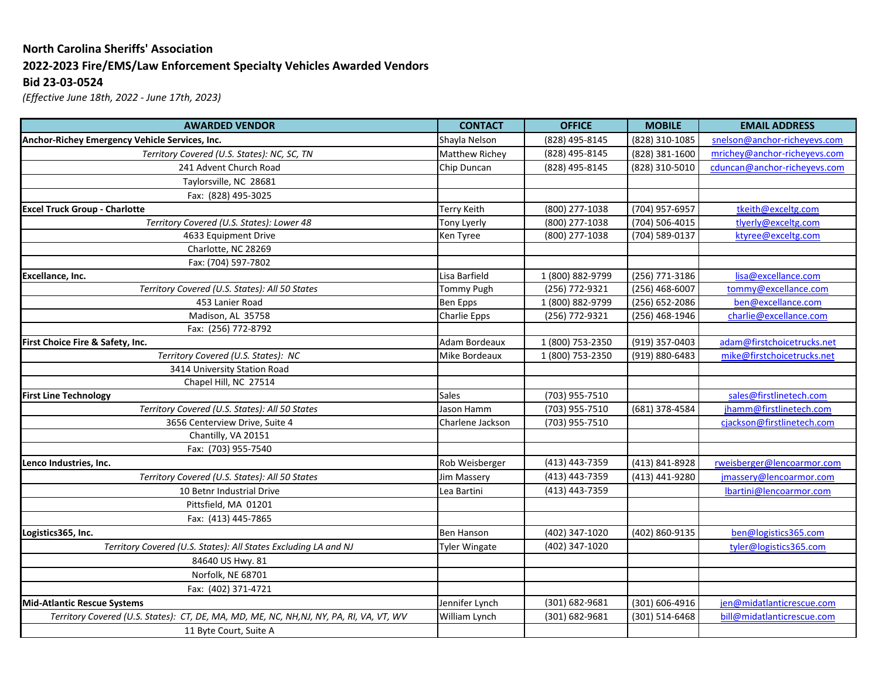**North Carolina Sheriffs' Association**

**2022-2023 Fire/EMS/Law Enforcement Specialty Vehicles Awarded Vendors**

**Bid 23-03-0524**

*(Effective June 18th, 2022 - June 17th, 2023)*

| AWARDED VENDOR | CONTACT | OFFICE | MOBILE | EMAIL ADDRESS |
|---|---|---|---|---|
| **Anchor-Richey Emergency Vehicle Services, Inc.** | Shayla Nelson | (828) 495-8145 | (828) 310-1085 | snelson@anchor-richeyevs.com |
| *Territory Covered (U.S. States): NC, SC, TN* | Matthew Richey | (828) 495-8145 | (828) 381-1600 | mrichey@anchor-richeyevs.com |
| 241 Advent Church Road | Chip Duncan | (828) 495-8145 | (828) 310-5010 | cduncan@anchor-richeyevs.com |
| Taylorsville, NC 28681 | | | | |
| Fax: (828) 495-3025 | | | | |
| **Excel Truck Group - Charlotte** | Terry Keith | (800) 277-1038 | (704) 957-6957 | tkeith@exceltg.com |
| *Territory Covered (U.S. States): Lower 48* | Tony Lyerly | (800) 277-1038 | (704) 506-4015 | tlyerly@exceltg.com |
| 4633 Equipment Drive | Ken Tyree | (800) 277-1038 | (704) 589-0137 | ktyree@exceltg.com |
| Charlotte, NC 28269 | | | | |
| Fax: (704) 597-7802 | | | | |
| **Excellance, Inc.** | Lisa Barfield | 1 (800) 882-9799 | (256) 771-3186 | lisa@excellance.com |
| *Territory Covered (U.S. States): All 50 States* | Tommy Pugh | (256) 772-9321 | (256) 468-6007 | tommy@excellance.com |
| 453 Lanier Road | Ben Epps | 1 (800) 882-9799 | (256) 652-2086 | ben@excellance.com |
| Madison, AL 35758 | Charlie Epps | (256) 772-9321 | (256) 468-1946 | charlie@excellance.com |
| Fax: (256) 772-8792 | | | | |
| **First Choice Fire & Safety, Inc.** | Adam Bordeaux | 1 (800) 753-2350 | (919) 357-0403 | adam@firstchoicetrucks.net |
| *Territory Covered (U.S. States): NC* | Mike Bordeaux | 1 (800) 753-2350 | (919) 880-6483 | mike@firstchoicetrucks.net |
| 3414 University Station Road | | | | |
| Chapel Hill, NC 27514 | | | | |
| **First Line Technology** | Sales | (703) 955-7510 | | sales@firstlinetech.com |
| *Territory Covered (U.S. States): All 50 States* | Jason Hamm | (703) 955-7510 | (681) 378-4584 | jhamm@firstlinetech.com |
| 3656 Centerview Drive, Suite 4 | Charlene Jackson | (703) 955-7510 | | cjackson@firstlinetech.com |
| Chantilly, VA 20151 | | | | |
| Fax: (703) 955-7540 | | | | |
| **Lenco Industries, Inc.** | Rob Weisberger | (413) 443-7359 | (413) 841-8928 | rweisberger@lencoarmor.com |
| *Territory Covered (U.S. States): All 50 States* | Jim Massery | (413) 443-7359 | (413) 441-9280 | jmassery@lencoarmor.com |
| 10 Betnr Industrial Drive | Lea Bartini | (413) 443-7359 | | lbartini@lencoarmor.com |
| Pittsfield, MA 01201 | | | | |
| Fax: (413) 445-7865 | | | | |
| **Logistics365, Inc.** | Ben Hanson | (402) 347-1020 | (402) 860-9135 | ben@logistics365.com |
| *Territory Covered (U.S. States): All States Excluding LA and NJ* | Tyler Wingate | (402) 347-1020 | | tyler@logistics365.com |
| 84640 US Hwy. 81 | | | | |
| Norfolk, NE 68701 | | | | |
| Fax: (402) 371-4721 | | | | |
| **Mid-Atlantic Rescue Systems** | Jennifer Lynch | (301) 682-9681 | (301) 606-4916 | jen@midatlanticrescue.com |
| *Territory Covered (U.S. States): CT, DE, MA, MD, ME, NC, NH,NJ, NY, PA, RI, VA, VT, WV* | William Lynch | (301) 682-9681 | (301) 514-6468 | bill@midatlanticrescue.com |
| 11 Byte Court, Suite A | | | | |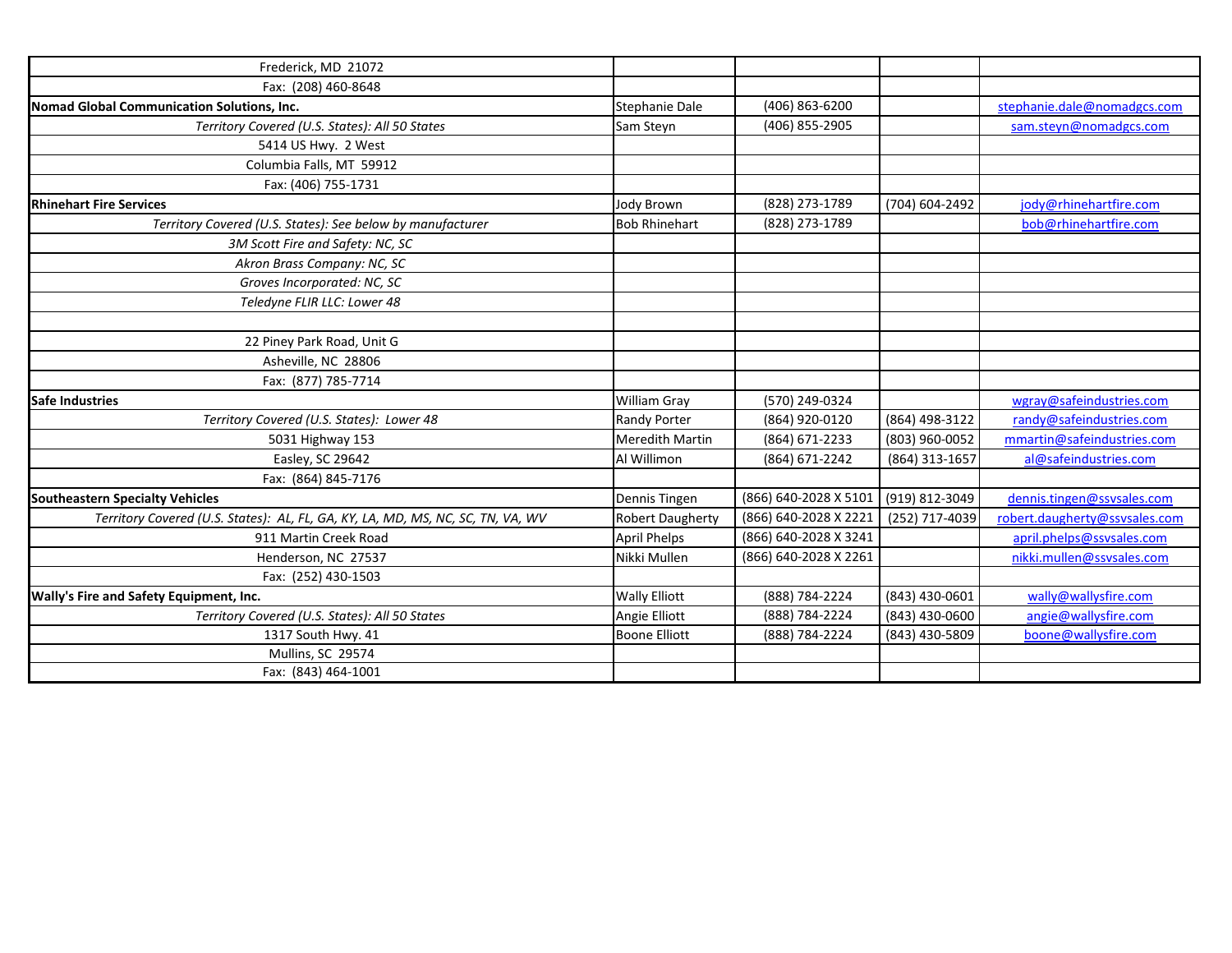| | | | | |
|---|---|---|---|---|
| Frederick, MD 21072 | | | | |
| Fax: (208) 460-8648 | | | | |
| **Nomad Global Communication Solutions, Inc.** | Stephanie Dale | (406) 863-6200 | | stephanie.dale@nomadgcs.com |
| *Territory Covered (U.S. States): All 50 States* | Sam Steyn | (406) 855-2905 | | sam.steyn@nomadgcs.com |
| 5414 US Hwy. 2 West | | | | |
| Columbia Falls, MT 59912 | | | | |
| Fax: (406) 755-1731 | | | | |
| **Rhinehart Fire Services** | Jody Brown | (828) 273-1789 | (704) 604-2492 | jody@rhinehartfire.com |
| *Territory Covered (U.S. States): See below by manufacturer* | Bob Rhinehart | (828) 273-1789 | | bob@rhinehartfire.com |
| *3M Scott Fire and Safety: NC, SC* | | | | |
| *Akron Brass Company: NC, SC* | | | | |
| *Groves Incorporated: NC, SC* | | | | |
| *Teledyne FLIR LLC: Lower 48* | | | | |
| | | | | |
| 22 Piney Park Road, Unit G | | | | |
| Asheville, NC 28806 | | | | |
| Fax: (877) 785-7714 | | | | |
| **Safe Industries** | William Gray | (570) 249-0324 | | wgray@safeindustries.com |
| *Territory Covered (U.S. States): Lower 48* | Randy Porter | (864) 920-0120 | (864) 498-3122 | randy@safeindustries.com |
| 5031 Highway 153 | Meredith Martin | (864) 671-2233 | (803) 960-0052 | mmartin@safeindustries.com |
| Easley, SC 29642 | Al Willimon | (864) 671-2242 | (864) 313-1657 | al@safeindustries.com |
| Fax: (864) 845-7176 | | | | |
| **Southeastern Specialty Vehicles** | Dennis Tingen | (866) 640-2028 X 5101 | (919) 812-3049 | dennis.tingen@ssvsales.com |
| *Territory Covered (U.S. States): AL, FL, GA, KY, LA, MD, MS, NC, SC, TN, VA, WV* | Robert Daugherty | (866) 640-2028 X 2221 | (252) 717-4039 | robert.daugherty@ssvsales.com |
| 911 Martin Creek Road | April Phelps | (866) 640-2028 X 3241 | | april.phelps@ssvsales.com |
| Henderson, NC 27537 | Nikki Mullen | (866) 640-2028 X 2261 | | nikki.mullen@ssvsales.com |
| Fax: (252) 430-1503 | | | | |
| **Wally's Fire and Safety Equipment, Inc.** | Wally Elliott | (888) 784-2224 | (843) 430-0601 | wally@wallysfire.com |
| *Territory Covered (U.S. States): All 50 States* | Angie Elliott | (888) 784-2224 | (843) 430-0600 | angie@wallysfire.com |
| 1317 South Hwy. 41 | Boone Elliott | (888) 784-2224 | (843) 430-5809 | boone@wallysfire.com |
| Mullins, SC 29574 | | | | |
| Fax: (843) 464-1001 | | | | |